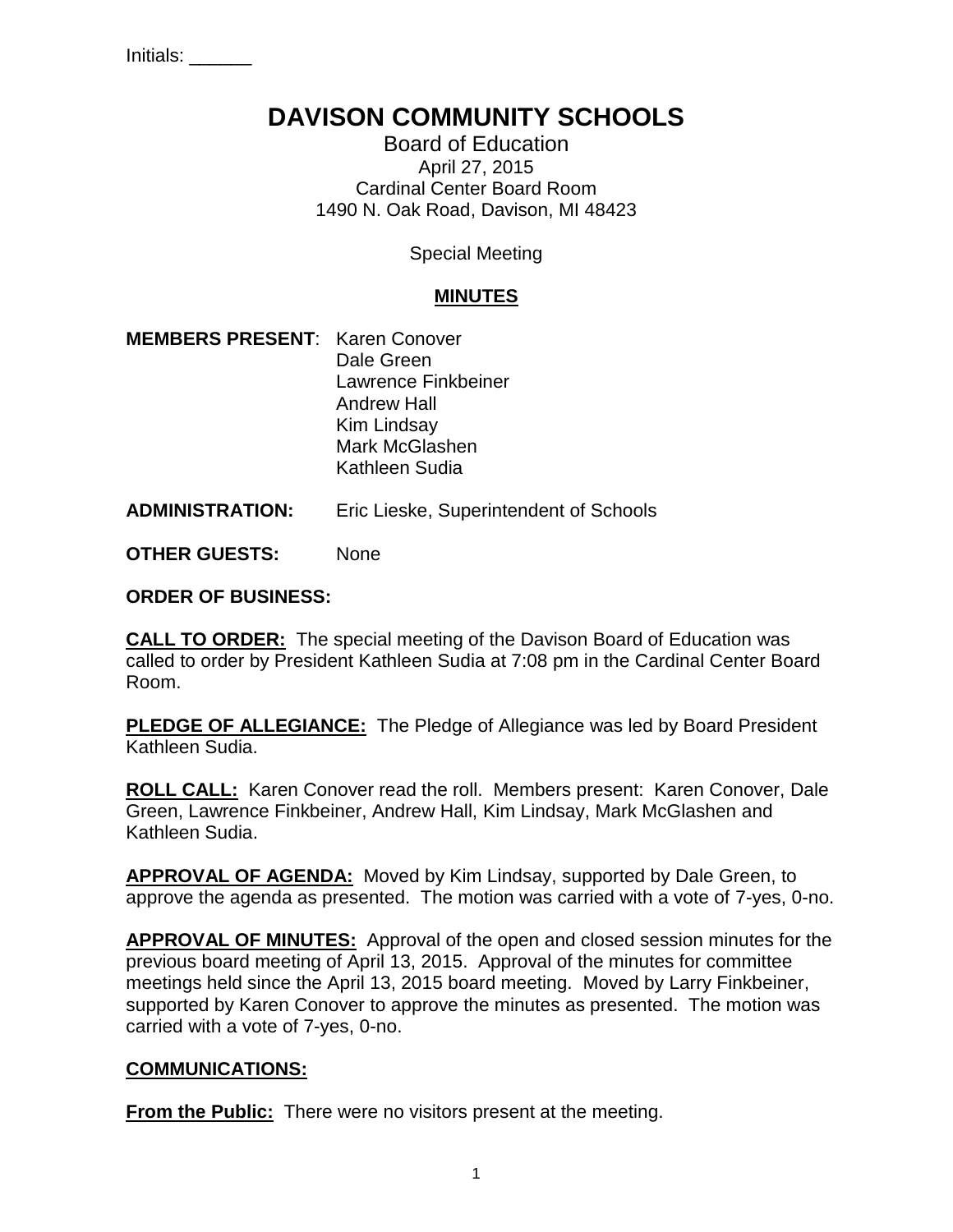Initials: ______

# DAVISON COMMUNITY SCHOOLS

Board of Education
April 27, 2015
Cardinal Center Board Room
1490 N. Oak Road, Davison, MI 48423

Special Meeting

## MINUTES

**MEMBERS PRESENT**: Karen Conover
Dale Green
Lawrence Finkbeiner
Andrew Hall
Kim Lindsay
Mark McGlashen
Kathleen Sudia

**ADMINISTRATION:** Eric Lieske, Superintendent of Schools

**OTHER GUESTS:** None

**ORDER OF BUSINESS:**

**CALL TO ORDER:** The special meeting of the Davison Board of Education was called to order by President Kathleen Sudia at 7:08 pm in the Cardinal Center Board Room.

**PLEDGE OF ALLEGIANCE:** The Pledge of Allegiance was led by Board President Kathleen Sudia.

**ROLL CALL:** Karen Conover read the roll. Members present: Karen Conover, Dale Green, Lawrence Finkbeiner, Andrew Hall, Kim Lindsay, Mark McGlashen and Kathleen Sudia.

**APPROVAL OF AGENDA:** Moved by Kim Lindsay, supported by Dale Green, to approve the agenda as presented. The motion was carried with a vote of 7-yes, 0-no.

**APPROVAL OF MINUTES:** Approval of the open and closed session minutes for the previous board meeting of April 13, 2015. Approval of the minutes for committee meetings held since the April 13, 2015 board meeting. Moved by Larry Finkbeiner, supported by Karen Conover to approve the minutes as presented. The motion was carried with a vote of 7-yes, 0-no.

**COMMUNICATIONS:**

**From the Public:** There were no visitors present at the meeting.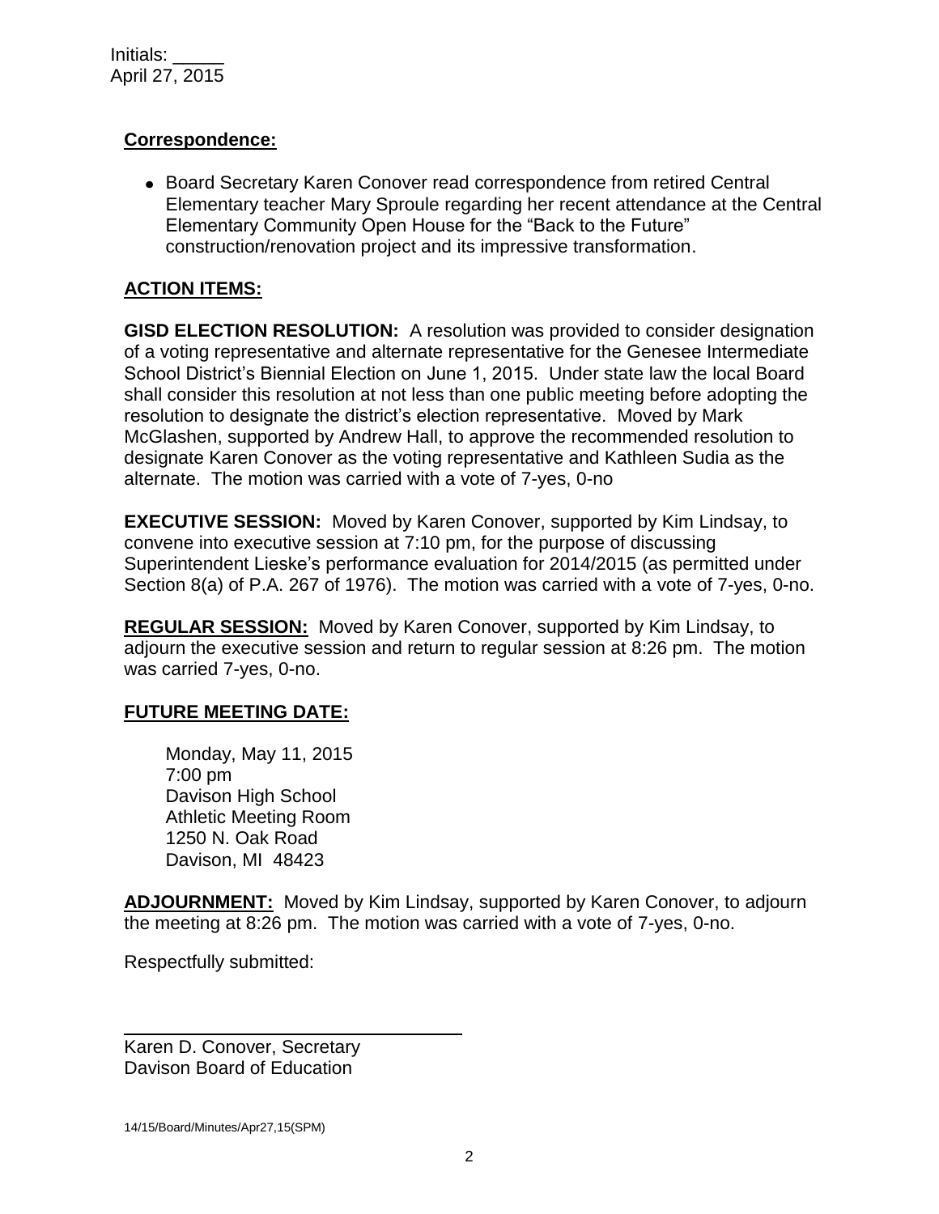Initials: \_\_\_\_\_
April 27, 2015

**Correspondence:**

- Board Secretary Karen Conover read correspondence from retired Central Elementary teacher Mary Sproule regarding her recent attendance at the Central Elementary Community Open House for the "Back to the Future" construction/renovation project and its impressive transformation.

**ACTION ITEMS:**

**GISD ELECTION RESOLUTION:** A resolution was provided to consider designation of a voting representative and alternate representative for the Genesee Intermediate School District's Biennial Election on June 1, 2015. Under state law the local Board shall consider this resolution at not less than one public meeting before adopting the resolution to designate the district's election representative. Moved by Mark McGlashen, supported by Andrew Hall, to approve the recommended resolution to designate Karen Conover as the voting representative and Kathleen Sudia as the alternate. The motion was carried with a vote of 7-yes, 0-no

**EXECUTIVE SESSION:** Moved by Karen Conover, supported by Kim Lindsay, to convene into executive session at 7:10 pm, for the purpose of discussing Superintendent Lieske's performance evaluation for 2014/2015 (as permitted under Section 8(a) of P.A. 267 of 1976). The motion was carried with a vote of 7-yes, 0-no.

**REGULAR SESSION:** Moved by Karen Conover, supported by Kim Lindsay, to adjourn the executive session and return to regular session at 8:26 pm. The motion was carried 7-yes, 0-no.

**FUTURE MEETING DATE:**

Monday, May 11, 2015
7:00 pm
Davison High School
Athletic Meeting Room
1250 N. Oak Road
Davison, MI 48423

**ADJOURNMENT:** Moved by Kim Lindsay, supported by Karen Conover, to adjourn the meeting at 8:26 pm. The motion was carried with a vote of 7-yes, 0-no.

Respectfully submitted:

\_\_\_\_\_\_\_\_\_\_\_\_\_\_\_\_\_\_\_\_\_\_\_\_\_\_\_\_\_\_\_\_
Karen D. Conover, Secretary
Davison Board of Education

14/15/Board/Minutes/Apr27,15(SPM)